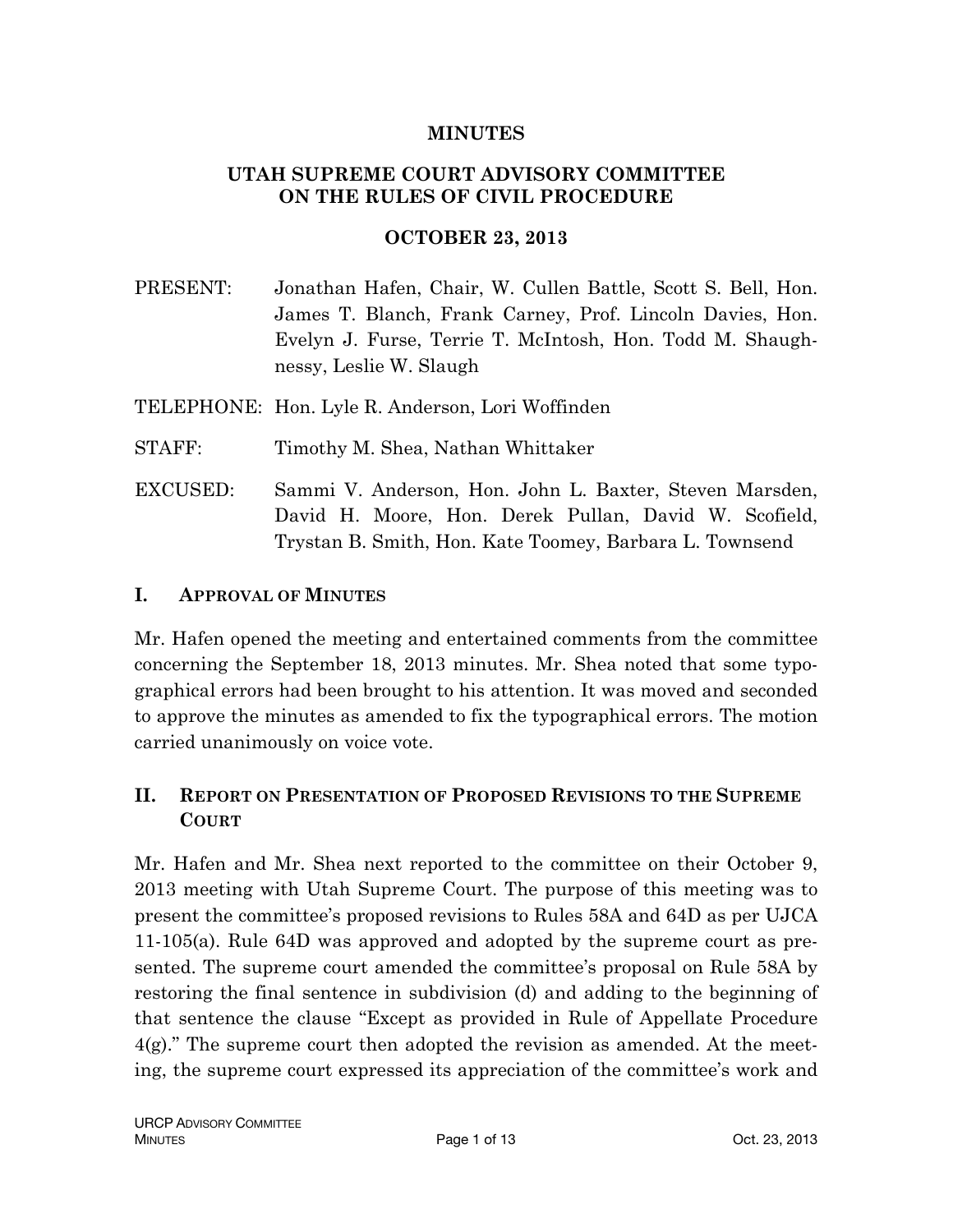# MINUTES

## UTAH SUPREME COURT ADVISORY COMMITTEE ON THE RULES OF CIVIL PROCEDURE

### OCTOBER 23, 2013

PRESENT: Jonathan Hafen, Chair, W. Cullen Battle, Scott S. Bell, Hon. James T. Blanch, Frank Carney, Prof. Lincoln Davies, Hon. Evelyn J. Furse, Terrie T. McIntosh, Hon. Todd M. Shaughnessy, Leslie W. Slaugh

TELEPHONE: Hon. Lyle R. Anderson, Lori Woffinden

STAFF: Timothy M. Shea, Nathan Whittaker

EXCUSED: Sammi V. Anderson, Hon. John L. Baxter, Steven Marsden, David H. Moore, Hon. Derek Pullan, David W. Scofield, Trystan B. Smith, Hon. Kate Toomey, Barbara L. Townsend

## I. APPROVAL OF MINUTES

Mr. Hafen opened the meeting and entertained comments from the committee concerning the September 18, 2013 minutes. Mr. Shea noted that some typographical errors had been brought to his attention. It was moved and seconded to approve the minutes as amended to fix the typographical errors. The motion carried unanimously on voice vote.

## II. REPORT ON PRESENTATION OF PROPOSED REVISIONS TO THE SUPREME COURT

Mr. Hafen and Mr. Shea next reported to the committee on their October 9, 2013 meeting with Utah Supreme Court. The purpose of this meeting was to present the committee's proposed revisions to Rules 58A and 64D as per UJCA 11-105(a). Rule 64D was approved and adopted by the supreme court as presented. The supreme court amended the committee's proposal on Rule 58A by restoring the final sentence in subdivision (d) and adding to the beginning of that sentence the clause "Except as provided in Rule of Appellate Procedure 4(g)." The supreme court then adopted the revision as amended. At the meeting, the supreme court expressed its appreciation of the committee's work and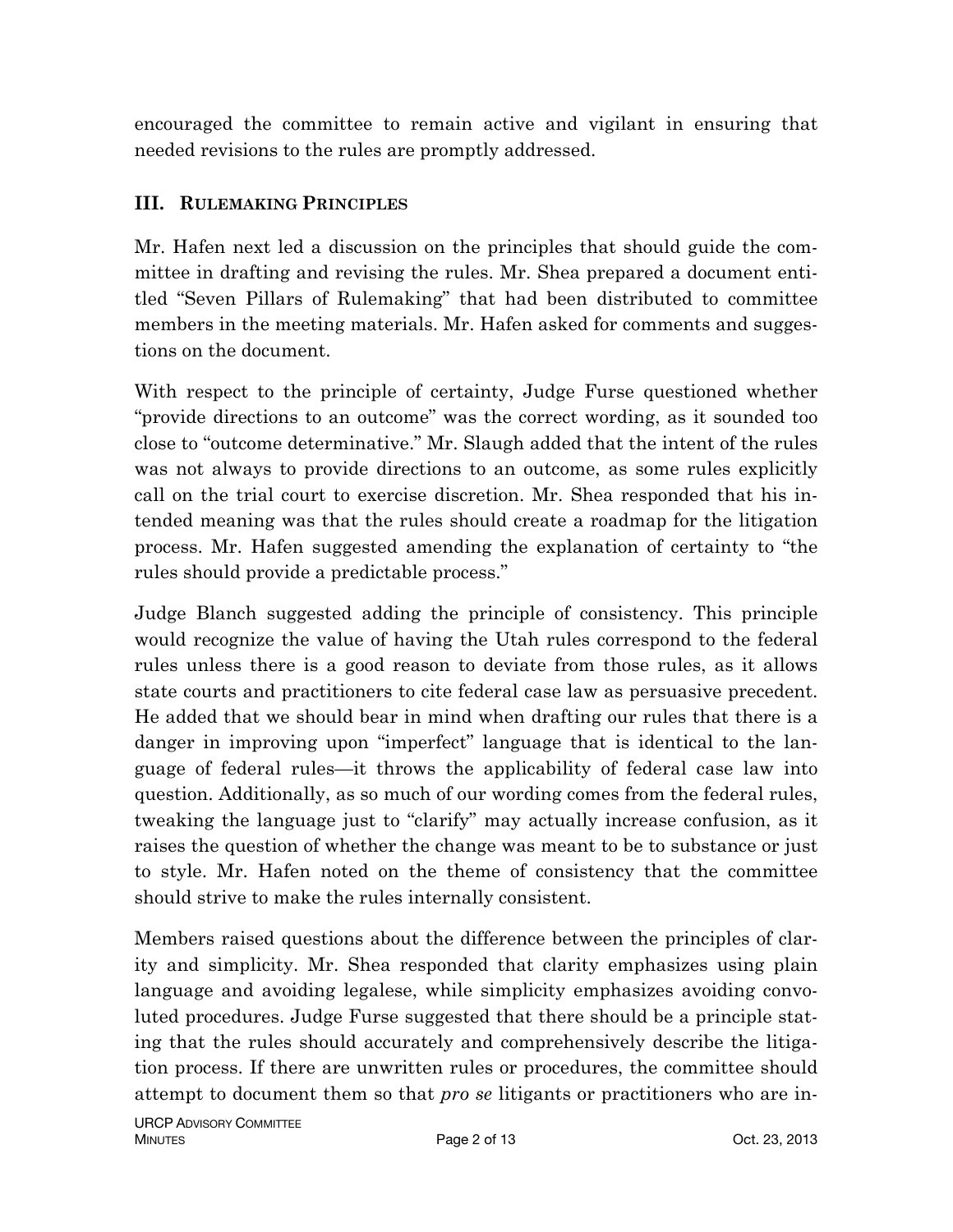encouraged the committee to remain active and vigilant in ensuring that needed revisions to the rules are promptly addressed.

## III. Rulemaking Principles

Mr. Hafen next led a discussion on the principles that should guide the committee in drafting and revising the rules. Mr. Shea prepared a document entitled "Seven Pillars of Rulemaking" that had been distributed to committee members in the meeting materials. Mr. Hafen asked for comments and suggestions on the document.

With respect to the principle of certainty, Judge Furse questioned whether "provide directions to an outcome" was the correct wording, as it sounded too close to "outcome determinative." Mr. Slaugh added that the intent of the rules was not always to provide directions to an outcome, as some rules explicitly call on the trial court to exercise discretion. Mr. Shea responded that his intended meaning was that the rules should create a roadmap for the litigation process. Mr. Hafen suggested amending the explanation of certainty to "the rules should provide a predictable process."

Judge Blanch suggested adding the principle of consistency. This principle would recognize the value of having the Utah rules correspond to the federal rules unless there is a good reason to deviate from those rules, as it allows state courts and practitioners to cite federal case law as persuasive precedent. He added that we should bear in mind when drafting our rules that there is a danger in improving upon "imperfect" language that is identical to the language of federal rules—it throws the applicability of federal case law into question. Additionally, as so much of our wording comes from the federal rules, tweaking the language just to "clarify" may actually increase confusion, as it raises the question of whether the change was meant to be to substance or just to style. Mr. Hafen noted on the theme of consistency that the committee should strive to make the rules internally consistent.

Members raised questions about the difference between the principles of clarity and simplicity. Mr. Shea responded that clarity emphasizes using plain language and avoiding legalese, while simplicity emphasizes avoiding convoluted procedures. Judge Furse suggested that there should be a principle stating that the rules should accurately and comprehensively describe the litigation process. If there are unwritten rules or procedures, the committee should attempt to document them so that *pro se* litigants or practitioners who are in-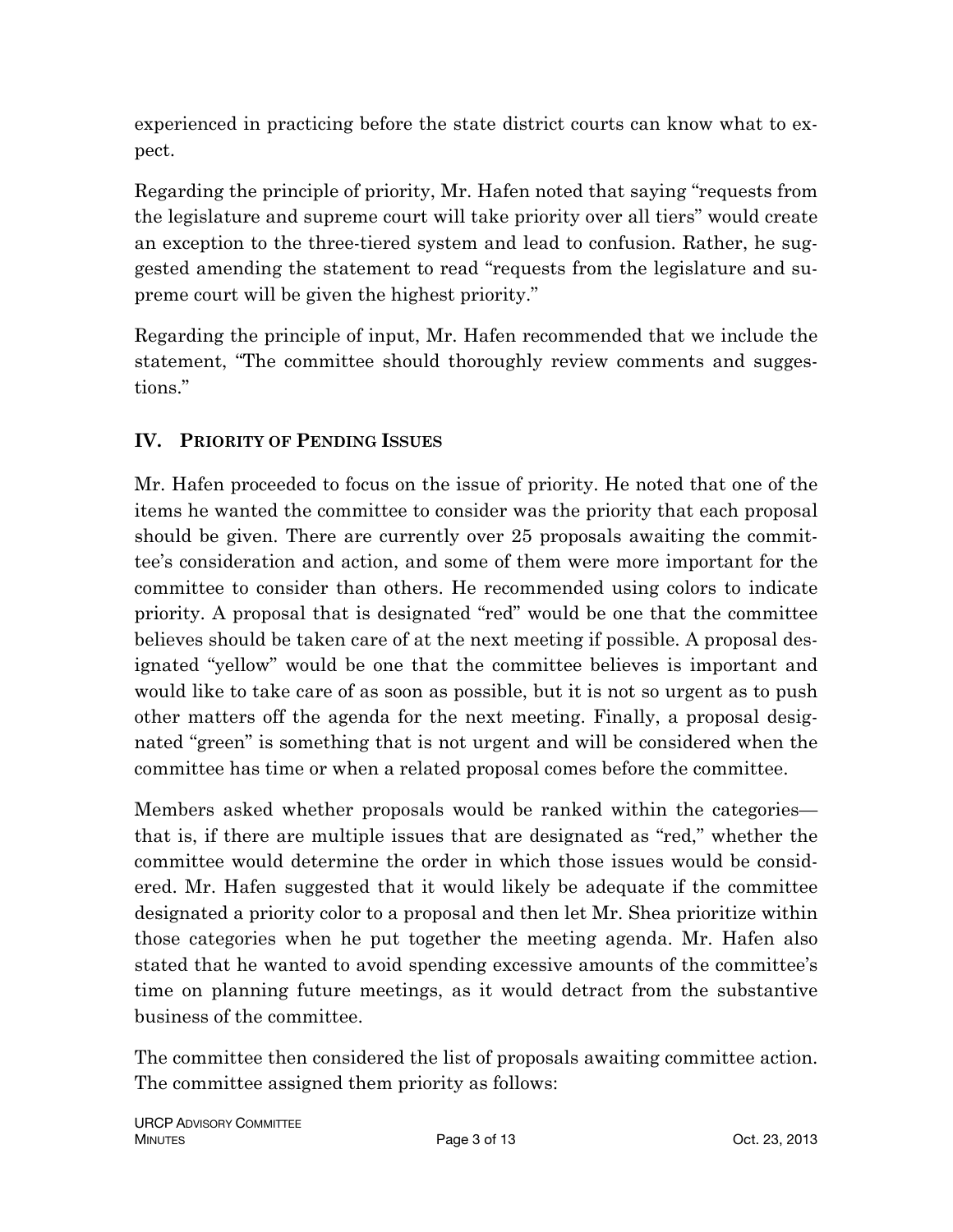experienced in practicing before the state district courts can know what to expect.

Regarding the principle of priority, Mr. Hafen noted that saying "requests from the legislature and supreme court will take priority over all tiers" would create an exception to the three-tiered system and lead to confusion. Rather, he suggested amending the statement to read "requests from the legislature and supreme court will be given the highest priority."

Regarding the principle of input, Mr. Hafen recommended that we include the statement, "The committee should thoroughly review comments and suggestions."

## IV. Priority of Pending Issues

Mr. Hafen proceeded to focus on the issue of priority. He noted that one of the items he wanted the committee to consider was the priority that each proposal should be given. There are currently over 25 proposals awaiting the committee's consideration and action, and some of them were more important for the committee to consider than others. He recommended using colors to indicate priority. A proposal that is designated "red" would be one that the committee believes should be taken care of at the next meeting if possible. A proposal designated "yellow" would be one that the committee believes is important and would like to take care of as soon as possible, but it is not so urgent as to push other matters off the agenda for the next meeting. Finally, a proposal designated "green" is something that is not urgent and will be considered when the committee has time or when a related proposal comes before the committee.

Members asked whether proposals would be ranked within the categories—that is, if there are multiple issues that are designated as "red," whether the committee would determine the order in which those issues would be considered. Mr. Hafen suggested that it would likely be adequate if the committee designated a priority color to a proposal and then let Mr. Shea prioritize within those categories when he put together the meeting agenda. Mr. Hafen also stated that he wanted to avoid spending excessive amounts of the committee's time on planning future meetings, as it would detract from the substantive business of the committee.

The committee then considered the list of proposals awaiting committee action. The committee assigned them priority as follows: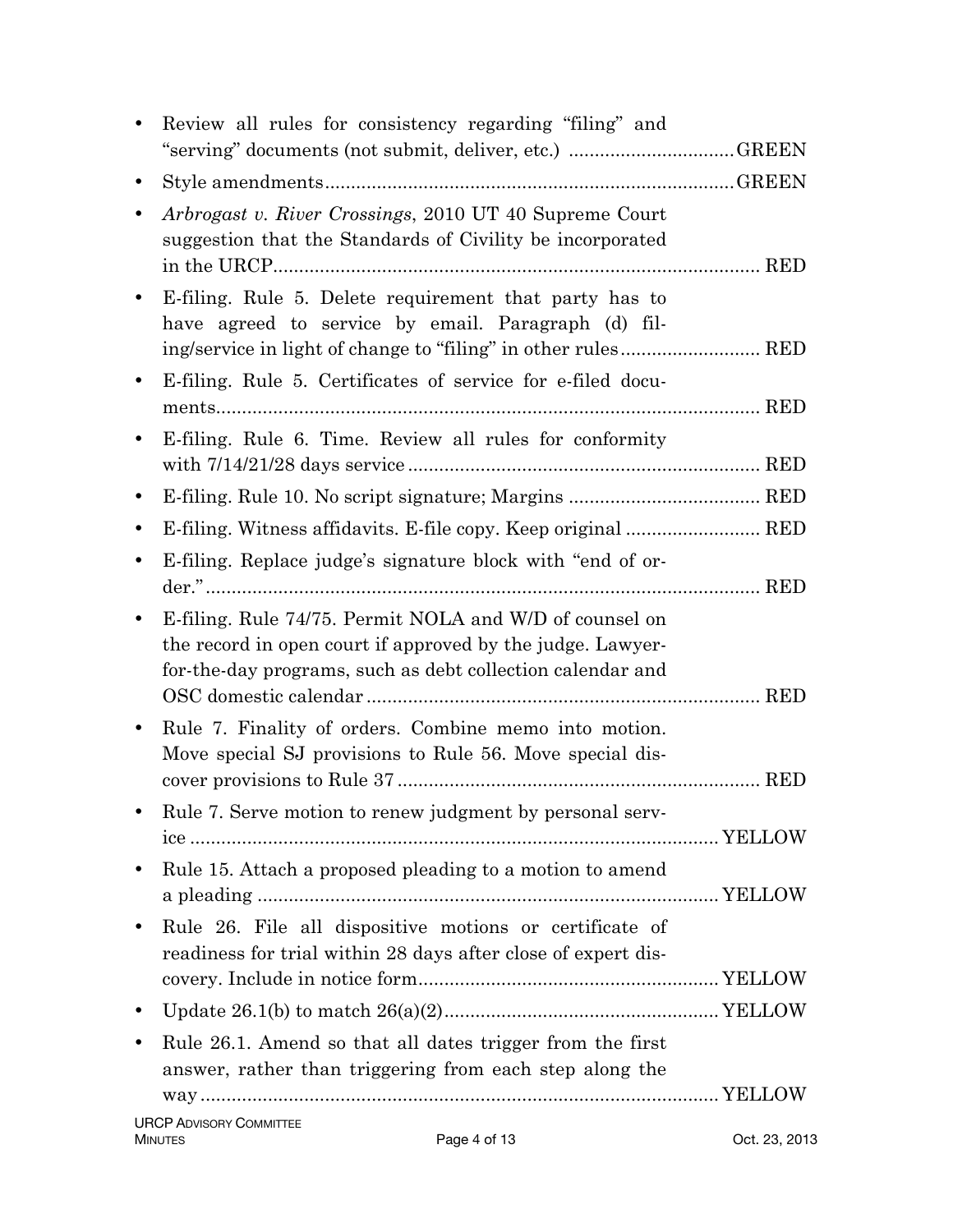- Review all rules for consistency regarding "filing" and "serving" documents (not submit, deliver, etc.) ................................GREEN
- Style amendments..............................................................................GREEN
- *Arbrogast v. River Crossings*, 2010 UT 40 Supreme Court suggestion that the Standards of Civility be incorporated in the URCP.............................................................................. RED
- E-filing. Rule 5. Delete requirement that party has to have agreed to service by email. Paragraph (d) filing/service in light of change to "filing" in other rules........................... RED
- E-filing. Rule 5. Certificates of service for e-filed documents......................................................................................... RED
- E-filing. Rule 6. Time. Review all rules for conformity with 7/14/21/28 days service.................................................................... RED
- E-filing. Rule 10. No script signature; Margins ..................................... RED
- E-filing. Witness affidavits. E-file copy. Keep original .......................... RED
- E-filing. Replace judge's signature block with "end of order."........................................................................................... RED
- E-filing. Rule 74/75. Permit NOLA and W/D of counsel on the record in open court if approved by the judge. Lawyer-for-the-day programs, such as debt collection calendar and OSC domestic calendar ............................................................................ RED
- Rule 7. Finality of orders. Combine memo into motion. Move special SJ provisions to Rule 56. Move special discover provisions to Rule 37 ...................................................................... RED
- Rule 7. Serve motion to renew judgment by personal service ..................................................................................... YELLOW
- Rule 15. Attach a proposed pleading to a motion to amend a pleading ........................................................................ YELLOW
- Rule 26. File all dispositive motions or certificate of readiness for trial within 28 days after close of expert discovery. Include in notice form.......................................................... YELLOW
- Update 26.1(b) to match 26(a)(2)..................................................... YELLOW
- Rule 26.1. Amend so that all dates trigger from the first answer, rather than triggering from each step along the way .................................................................................................. YELLOW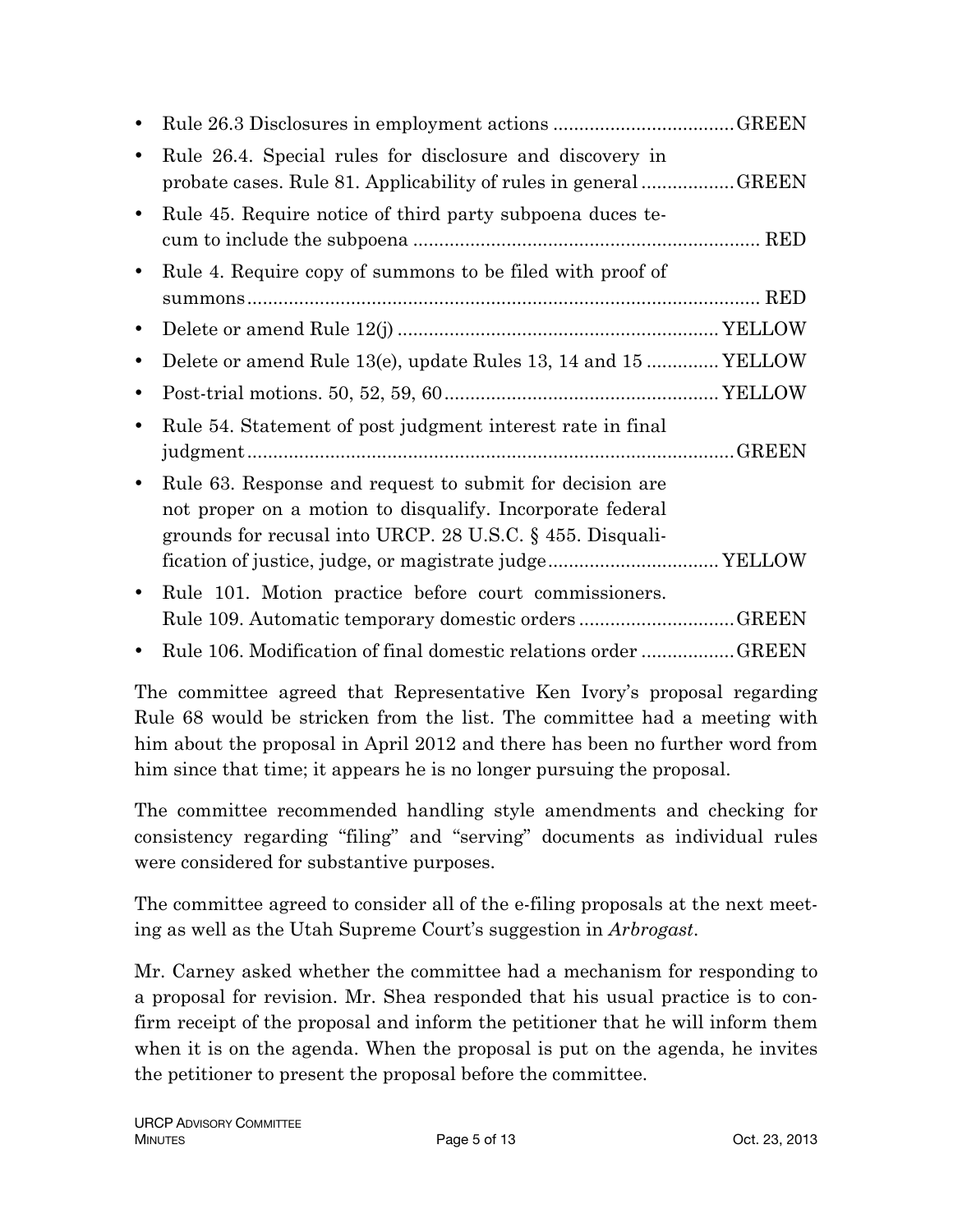- Rule 26.3 Disclosures in employment actions .................................. GREEN
- Rule 26.4. Special rules for disclosure and discovery in probate cases. Rule 81. Applicability of rules in general .................. GREEN
- Rule 45. Require notice of third party subpoena duces tecum to include the subpoena .................................................................. RED
- Rule 4. Require copy of summons to be filed with proof of summons.................................................................................................. RED
- Delete or amend Rule 12(j) ............................................................. YELLOW
- Delete or amend Rule 13(e), update Rules 13, 14 and 15 ............. YELLOW
- Post-trial motions. 50, 52, 59, 60..................................................... YELLOW
- Rule 54. Statement of post judgment interest rate in final judgment............................................................................................. GREEN
- Rule 63. Response and request to submit for decision are not proper on a motion to disqualify. Incorporate federal grounds for recusal into URCP. 28 U.S.C. § 455. Disqualification of justice, judge, or magistrate judge................................ YELLOW
- Rule 101. Motion practice before court commissioners. Rule 109. Automatic temporary domestic orders .............................. GREEN
- Rule 106. Modification of final domestic relations order .................. GREEN

The committee agreed that Representative Ken Ivory's proposal regarding Rule 68 would be stricken from the list. The committee had a meeting with him about the proposal in April 2012 and there has been no further word from him since that time; it appears he is no longer pursuing the proposal.

The committee recommended handling style amendments and checking for consistency regarding "filing" and "serving" documents as individual rules were considered for substantive purposes.

The committee agreed to consider all of the e-filing proposals at the next meeting as well as the Utah Supreme Court's suggestion in *Arbrogast*.

Mr. Carney asked whether the committee had a mechanism for responding to a proposal for revision. Mr. Shea responded that his usual practice is to confirm receipt of the proposal and inform the petitioner that he will inform them when it is on the agenda. When the proposal is put on the agenda, he invites the petitioner to present the proposal before the committee.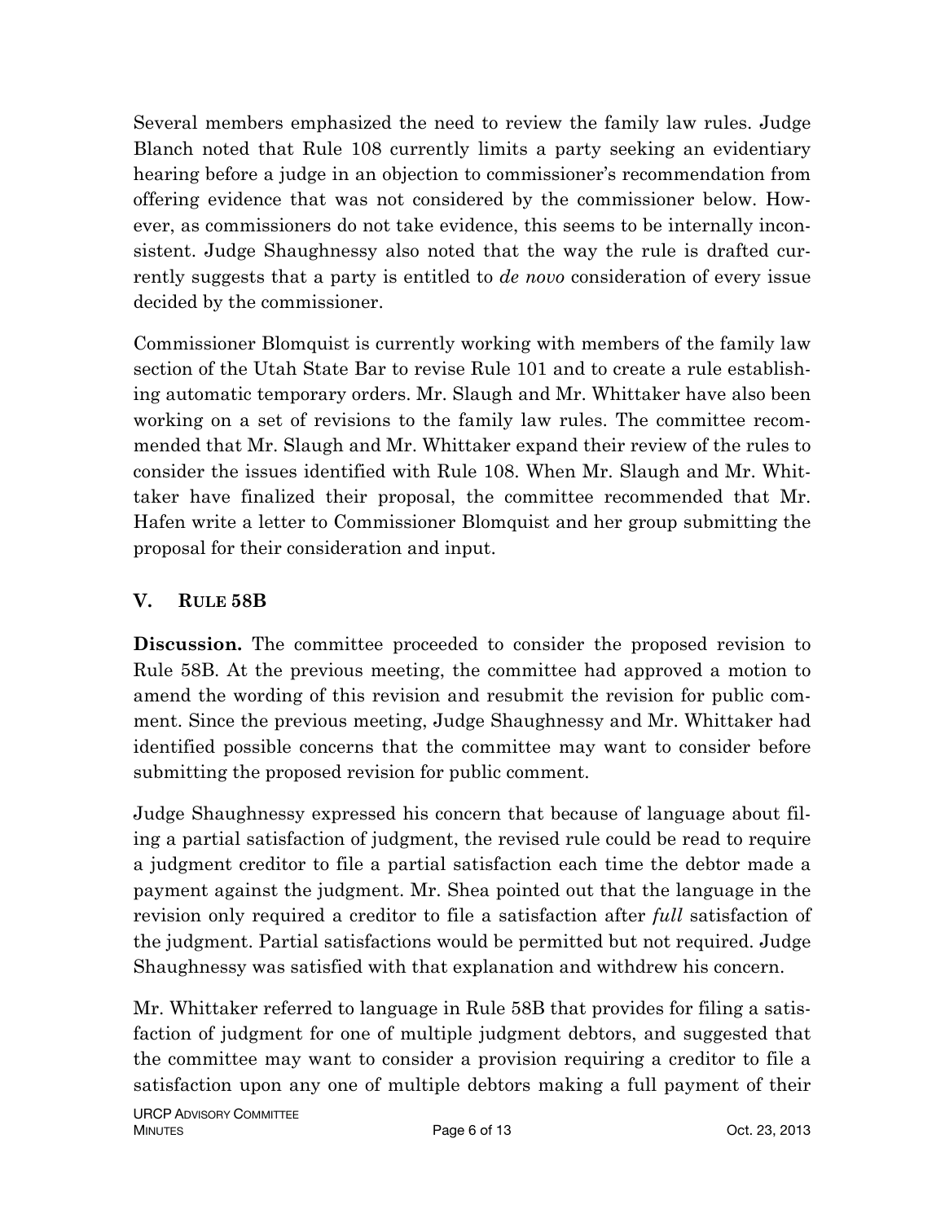Several members emphasized the need to review the family law rules. Judge Blanch noted that Rule 108 currently limits a party seeking an evidentiary hearing before a judge in an objection to commissioner's recommendation from offering evidence that was not considered by the commissioner below. However, as commissioners do not take evidence, this seems to be internally inconsistent. Judge Shaughnessy also noted that the way the rule is drafted currently suggests that a party is entitled to *de novo* consideration of every issue decided by the commissioner.

Commissioner Blomquist is currently working with members of the family law section of the Utah State Bar to revise Rule 101 and to create a rule establishing automatic temporary orders. Mr. Slaugh and Mr. Whittaker have also been working on a set of revisions to the family law rules. The committee recommended that Mr. Slaugh and Mr. Whittaker expand their review of the rules to consider the issues identified with Rule 108. When Mr. Slaugh and Mr. Whittaker have finalized their proposal, the committee recommended that Mr. Hafen write a letter to Commissioner Blomquist and her group submitting the proposal for their consideration and input.

## V. Rule 58B

**Discussion.** The committee proceeded to consider the proposed revision to Rule 58B. At the previous meeting, the committee had approved a motion to amend the wording of this revision and resubmit the revision for public comment. Since the previous meeting, Judge Shaughnessy and Mr. Whittaker had identified possible concerns that the committee may want to consider before submitting the proposed revision for public comment.

Judge Shaughnessy expressed his concern that because of language about filing a partial satisfaction of judgment, the revised rule could be read to require a judgment creditor to file a partial satisfaction each time the debtor made a payment against the judgment. Mr. Shea pointed out that the language in the revision only required a creditor to file a satisfaction after *full* satisfaction of the judgment. Partial satisfactions would be permitted but not required. Judge Shaughnessy was satisfied with that explanation and withdrew his concern.

Mr. Whittaker referred to language in Rule 58B that provides for filing a satisfaction of judgment for one of multiple judgment debtors, and suggested that the committee may want to consider a provision requiring a creditor to file a satisfaction upon any one of multiple debtors making a full payment of their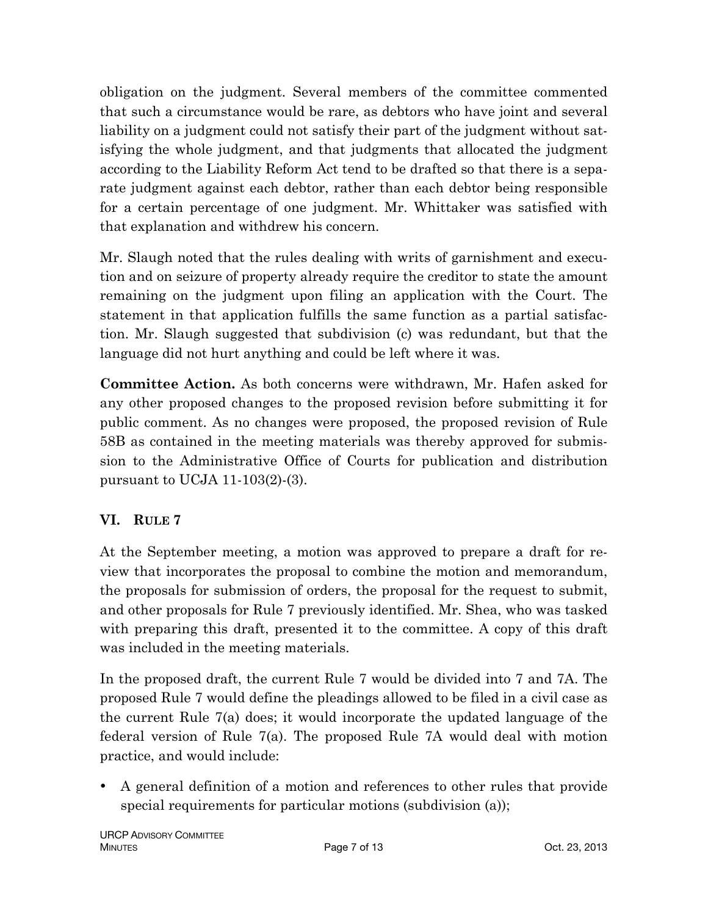obligation on the judgment. Several members of the committee commented that such a circumstance would be rare, as debtors who have joint and several liability on a judgment could not satisfy their part of the judgment without satisfying the whole judgment, and that judgments that allocated the judgment according to the Liability Reform Act tend to be drafted so that there is a separate judgment against each debtor, rather than each debtor being responsible for a certain percentage of one judgment. Mr. Whittaker was satisfied with that explanation and withdrew his concern.

Mr. Slaugh noted that the rules dealing with writs of garnishment and execution and on seizure of property already require the creditor to state the amount remaining on the judgment upon filing an application with the Court. The statement in that application fulfills the same function as a partial satisfaction. Mr. Slaugh suggested that subdivision (c) was redundant, but that the language did not hurt anything and could be left where it was.

**Committee Action.** As both concerns were withdrawn, Mr. Hafen asked for any other proposed changes to the proposed revision before submitting it for public comment. As no changes were proposed, the proposed revision of Rule 58B as contained in the meeting materials was thereby approved for submission to the Administrative Office of Courts for publication and distribution pursuant to UCJA 11-103(2)-(3).

## VI. RULE 7

At the September meeting, a motion was approved to prepare a draft for review that incorporates the proposal to combine the motion and memorandum, the proposals for submission of orders, the proposal for the request to submit, and other proposals for Rule 7 previously identified. Mr. Shea, who was tasked with preparing this draft, presented it to the committee. A copy of this draft was included in the meeting materials.

In the proposed draft, the current Rule 7 would be divided into 7 and 7A. The proposed Rule 7 would define the pleadings allowed to be filed in a civil case as the current Rule 7(a) does; it would incorporate the updated language of the federal version of Rule 7(a). The proposed Rule 7A would deal with motion practice, and would include:

- A general definition of a motion and references to other rules that provide special requirements for particular motions (subdivision (a));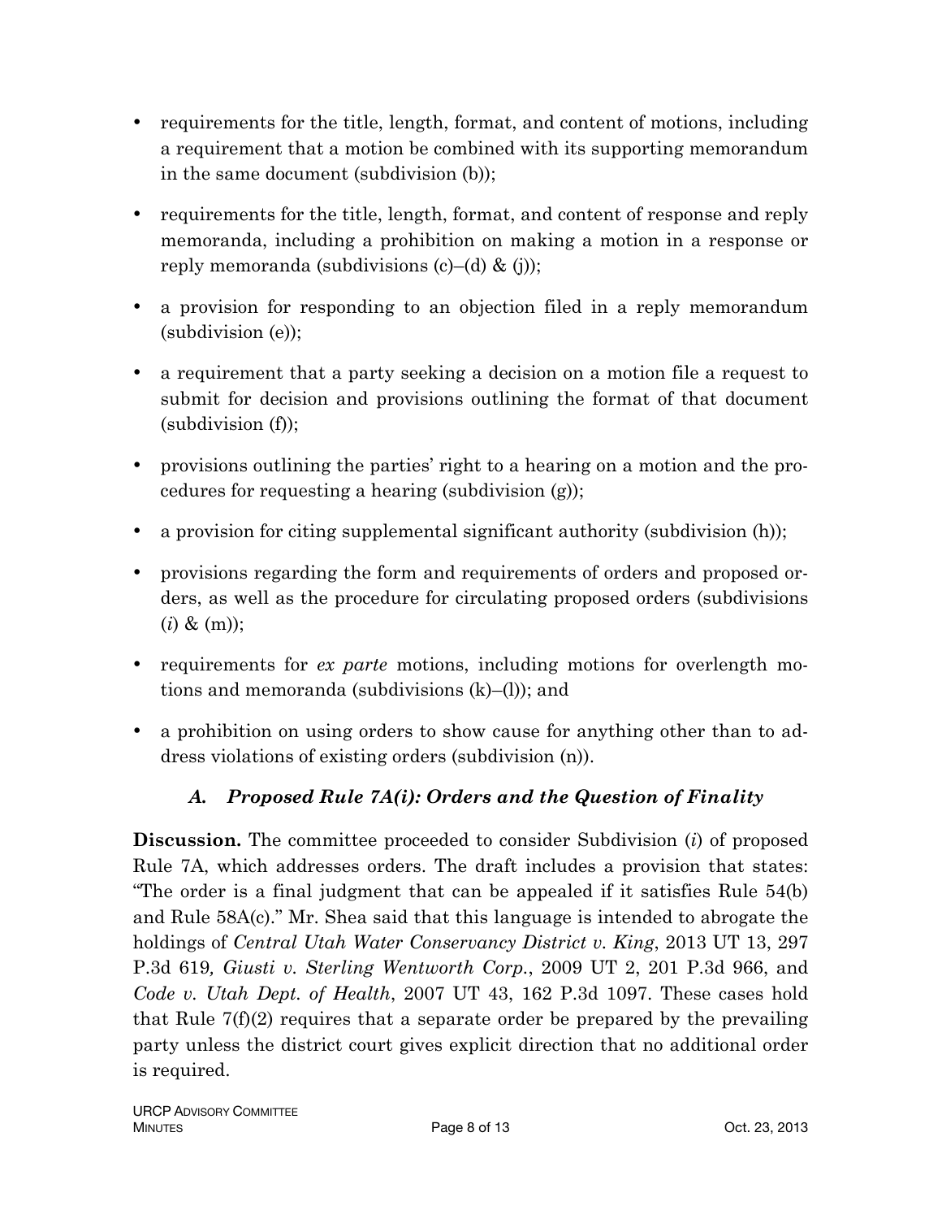- requirements for the title, length, format, and content of motions, including a requirement that a motion be combined with its supporting memorandum in the same document (subdivision (b));

- requirements for the title, length, format, and content of response and reply memoranda, including a prohibition on making a motion in a response or reply memoranda (subdivisions (c)–(d) & (j));

- a provision for responding to an objection filed in a reply memorandum (subdivision (e));

- a requirement that a party seeking a decision on a motion file a request to submit for decision and provisions outlining the format of that document (subdivision (f));

- provisions outlining the parties' right to a hearing on a motion and the procedures for requesting a hearing (subdivision (g));

- a provision for citing supplemental significant authority (subdivision (h));

- provisions regarding the form and requirements of orders and proposed orders, as well as the procedure for circulating proposed orders (subdivisions (*i*) & (m));

- requirements for *ex parte* motions, including motions for overlength motions and memoranda (subdivisions (k)–(l)); and

- a prohibition on using orders to show cause for anything other than to address violations of existing orders (subdivision (n)).

### *A. Proposed Rule 7A(i): Orders and the Question of Finality*

**Discussion.** The committee proceeded to consider Subdivision (*i*) of proposed Rule 7A, which addresses orders. The draft includes a provision that states: "The order is a final judgment that can be appealed if it satisfies Rule 54(b) and Rule 58A(c)." Mr. Shea said that this language is intended to abrogate the holdings of *Central Utah Water Conservancy District v. King*, 2013 UT 13, 297 P.3d 619*, Giusti v. Sterling Wentworth Corp.*, 2009 UT 2, 201 P.3d 966, and *Code v. Utah Dept. of Health*, 2007 UT 43, 162 P.3d 1097. These cases hold that Rule 7(f)(2) requires that a separate order be prepared by the prevailing party unless the district court gives explicit direction that no additional order is required.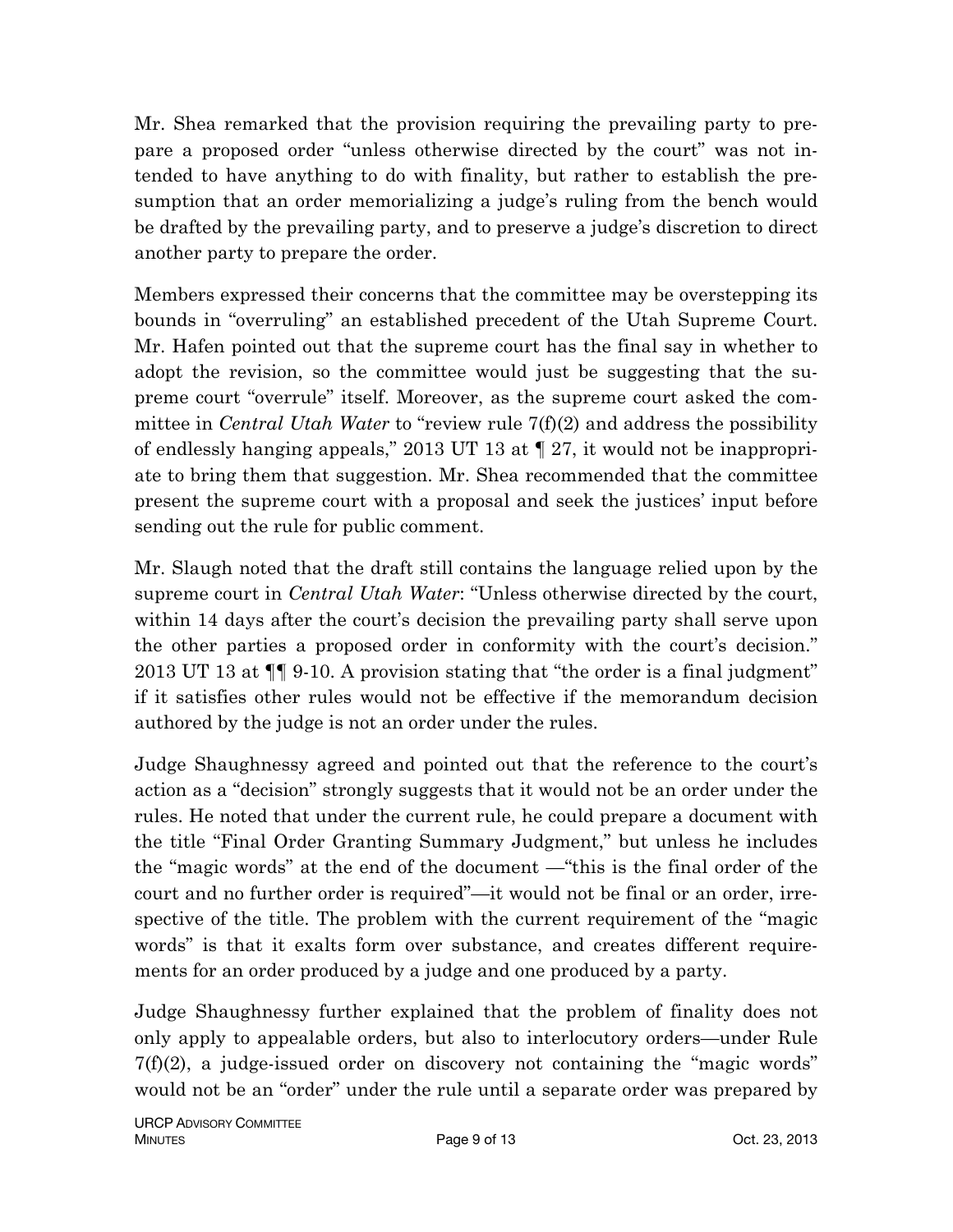Mr. Shea remarked that the provision requiring the prevailing party to prepare a proposed order "unless otherwise directed by the court" was not intended to have anything to do with finality, but rather to establish the presumption that an order memorializing a judge's ruling from the bench would be drafted by the prevailing party, and to preserve a judge's discretion to direct another party to prepare the order.

Members expressed their concerns that the committee may be overstepping its bounds in "overruling" an established precedent of the Utah Supreme Court. Mr. Hafen pointed out that the supreme court has the final say in whether to adopt the revision, so the committee would just be suggesting that the supreme court "overrule" itself. Moreover, as the supreme court asked the committee in *Central Utah Water* to "review rule 7(f)(2) and address the possibility of endlessly hanging appeals," 2013 UT 13 at ¶ 27, it would not be inappropriate to bring them that suggestion. Mr. Shea recommended that the committee present the supreme court with a proposal and seek the justices' input before sending out the rule for public comment.

Mr. Slaugh noted that the draft still contains the language relied upon by the supreme court in *Central Utah Water*: "Unless otherwise directed by the court, within 14 days after the court's decision the prevailing party shall serve upon the other parties a proposed order in conformity with the court's decision." 2013 UT 13 at ¶¶ 9-10. A provision stating that "the order is a final judgment" if it satisfies other rules would not be effective if the memorandum decision authored by the judge is not an order under the rules.

Judge Shaughnessy agreed and pointed out that the reference to the court's action as a "decision" strongly suggests that it would not be an order under the rules. He noted that under the current rule, he could prepare a document with the title "Final Order Granting Summary Judgment," but unless he includes the "magic words" at the end of the document —"this is the final order of the court and no further order is required"—it would not be final or an order, irrespective of the title. The problem with the current requirement of the "magic words" is that it exalts form over substance, and creates different requirements for an order produced by a judge and one produced by a party.

Judge Shaughnessy further explained that the problem of finality does not only apply to appealable orders, but also to interlocutory orders—under Rule 7(f)(2), a judge-issued order on discovery not containing the "magic words" would not be an "order" under the rule until a separate order was prepared by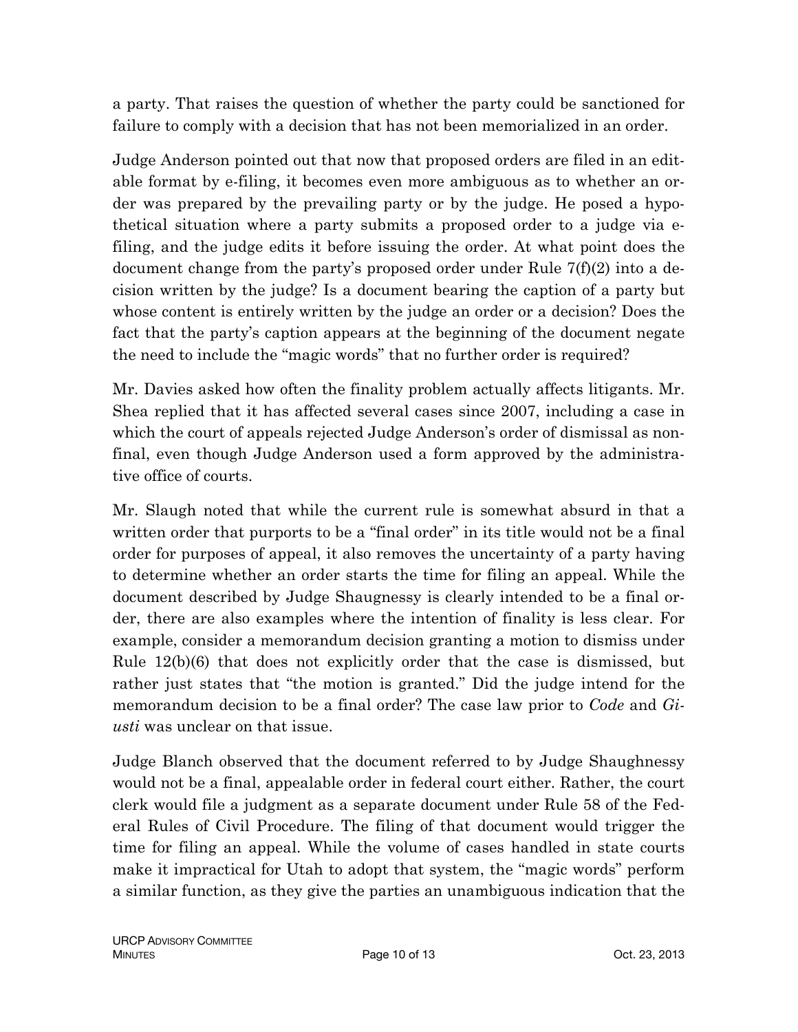a party. That raises the question of whether the party could be sanctioned for failure to comply with a decision that has not been memorialized in an order.

Judge Anderson pointed out that now that proposed orders are filed in an editable format by e-filing, it becomes even more ambiguous as to whether an order was prepared by the prevailing party or by the judge. He posed a hypothetical situation where a party submits a proposed order to a judge via e-filing, and the judge edits it before issuing the order. At what point does the document change from the party's proposed order under Rule 7(f)(2) into a decision written by the judge? Is a document bearing the caption of a party but whose content is entirely written by the judge an order or a decision? Does the fact that the party's caption appears at the beginning of the document negate the need to include the "magic words" that no further order is required?

Mr. Davies asked how often the finality problem actually affects litigants. Mr. Shea replied that it has affected several cases since 2007, including a case in which the court of appeals rejected Judge Anderson's order of dismissal as non-final, even though Judge Anderson used a form approved by the administrative office of courts.

Mr. Slaugh noted that while the current rule is somewhat absurd in that a written order that purports to be a "final order" in its title would not be a final order for purposes of appeal, it also removes the uncertainty of a party having to determine whether an order starts the time for filing an appeal. While the document described by Judge Shaugnessy is clearly intended to be a final order, there are also examples where the intention of finality is less clear. For example, consider a memorandum decision granting a motion to dismiss under Rule 12(b)(6) that does not explicitly order that the case is dismissed, but rather just states that "the motion is granted." Did the judge intend for the memorandum decision to be a final order? The case law prior to *Code* and *Giusti* was unclear on that issue.

Judge Blanch observed that the document referred to by Judge Shaughnessy would not be a final, appealable order in federal court either. Rather, the court clerk would file a judgment as a separate document under Rule 58 of the Federal Rules of Civil Procedure. The filing of that document would trigger the time for filing an appeal. While the volume of cases handled in state courts make it impractical for Utah to adopt that system, the "magic words" perform a similar function, as they give the parties an unambiguous indication that the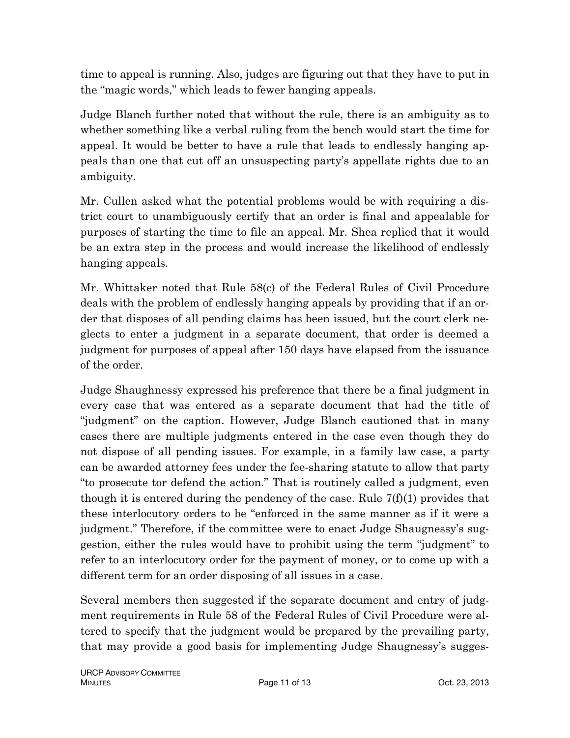time to appeal is running. Also, judges are figuring out that they have to put in the "magic words," which leads to fewer hanging appeals.

Judge Blanch further noted that without the rule, there is an ambiguity as to whether something like a verbal ruling from the bench would start the time for appeal. It would be better to have a rule that leads to endlessly hanging appeals than one that cut off an unsuspecting party's appellate rights due to an ambiguity.

Mr. Cullen asked what the potential problems would be with requiring a district court to unambiguously certify that an order is final and appealable for purposes of starting the time to file an appeal. Mr. Shea replied that it would be an extra step in the process and would increase the likelihood of endlessly hanging appeals.

Mr. Whittaker noted that Rule 58(c) of the Federal Rules of Civil Procedure deals with the problem of endlessly hanging appeals by providing that if an order that disposes of all pending claims has been issued, but the court clerk neglects to enter a judgment in a separate document, that order is deemed a judgment for purposes of appeal after 150 days have elapsed from the issuance of the order.

Judge Shaughnessy expressed his preference that there be a final judgment in every case that was entered as a separate document that had the title of "judgment" on the caption. However, Judge Blanch cautioned that in many cases there are multiple judgments entered in the case even though they do not dispose of all pending issues. For example, in a family law case, a party can be awarded attorney fees under the fee-sharing statute to allow that party "to prosecute tor defend the action." That is routinely called a judgment, even though it is entered during the pendency of the case. Rule 7(f)(1) provides that these interlocutory orders to be "enforced in the same manner as if it were a judgment." Therefore, if the committee were to enact Judge Shaugnessy's suggestion, either the rules would have to prohibit using the term "judgment" to refer to an interlocutory order for the payment of money, or to come up with a different term for an order disposing of all issues in a case.

Several members then suggested if the separate document and entry of judgment requirements in Rule 58 of the Federal Rules of Civil Procedure were altered to specify that the judgment would be prepared by the prevailing party, that may provide a good basis for implementing Judge Shaugnessy's sugges-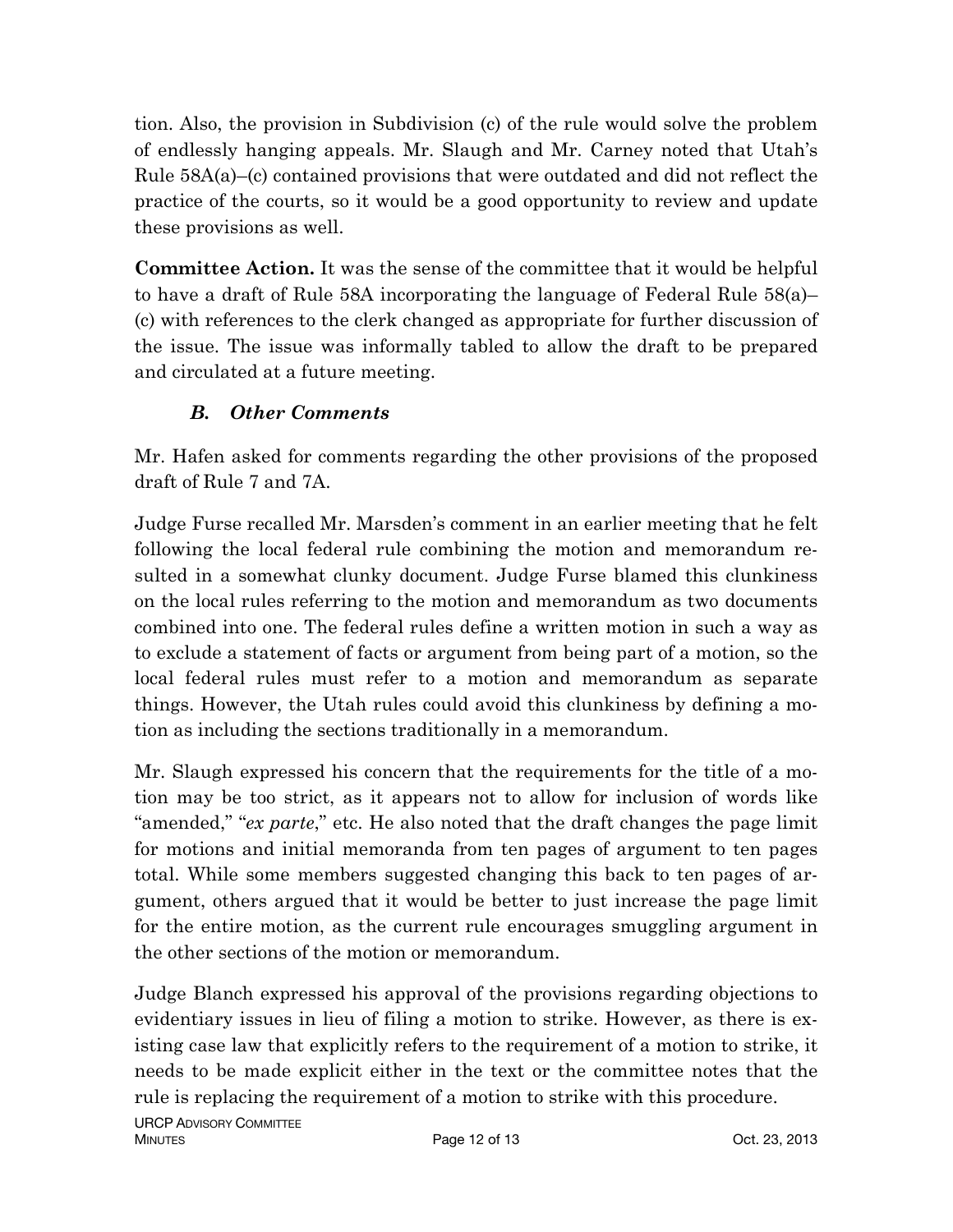tion. Also, the provision in Subdivision (c) of the rule would solve the problem of endlessly hanging appeals. Mr. Slaugh and Mr. Carney noted that Utah's Rule 58A(a)–(c) contained provisions that were outdated and did not reflect the practice of the courts, so it would be a good opportunity to review and update these provisions as well.

**Committee Action.** It was the sense of the committee that it would be helpful to have a draft of Rule 58A incorporating the language of Federal Rule 58(a)–(c) with references to the clerk changed as appropriate for further discussion of the issue. The issue was informally tabled to allow the draft to be prepared and circulated at a future meeting.

### *B. Other Comments*

Mr. Hafen asked for comments regarding the other provisions of the proposed draft of Rule 7 and 7A.

Judge Furse recalled Mr. Marsden's comment in an earlier meeting that he felt following the local federal rule combining the motion and memorandum resulted in a somewhat clunky document. Judge Furse blamed this clunkiness on the local rules referring to the motion and memorandum as two documents combined into one. The federal rules define a written motion in such a way as to exclude a statement of facts or argument from being part of a motion, so the local federal rules must refer to a motion and memorandum as separate things. However, the Utah rules could avoid this clunkiness by defining a motion as including the sections traditionally in a memorandum.

Mr. Slaugh expressed his concern that the requirements for the title of a motion may be too strict, as it appears not to allow for inclusion of words like "amended," "*ex parte*," etc. He also noted that the draft changes the page limit for motions and initial memoranda from ten pages of argument to ten pages total. While some members suggested changing this back to ten pages of argument, others argued that it would be better to just increase the page limit for the entire motion, as the current rule encourages smuggling argument in the other sections of the motion or memorandum.

Judge Blanch expressed his approval of the provisions regarding objections to evidentiary issues in lieu of filing a motion to strike. However, as there is existing case law that explicitly refers to the requirement of a motion to strike, it needs to be made explicit either in the text or the committee notes that the rule is replacing the requirement of a motion to strike with this procedure.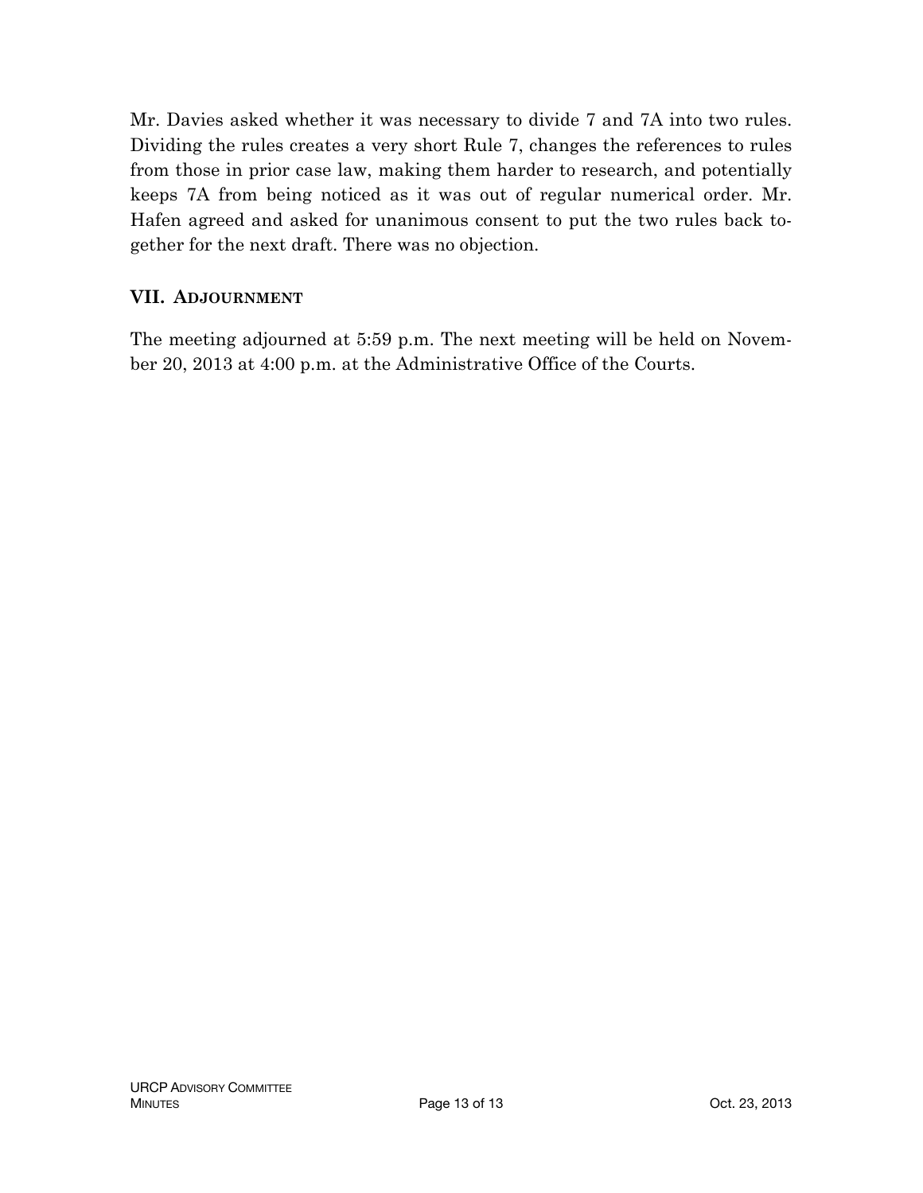Mr. Davies asked whether it was necessary to divide 7 and 7A into two rules. Dividing the rules creates a very short Rule 7, changes the references to rules from those in prior case law, making them harder to research, and potentially keeps 7A from being noticed as it was out of regular numerical order. Mr. Hafen agreed and asked for unanimous consent to put the two rules back together for the next draft. There was no objection.

## VII. ADJOURNMENT

The meeting adjourned at 5:59 p.m. The next meeting will be held on November 20, 2013 at 4:00 p.m. at the Administrative Office of the Courts.